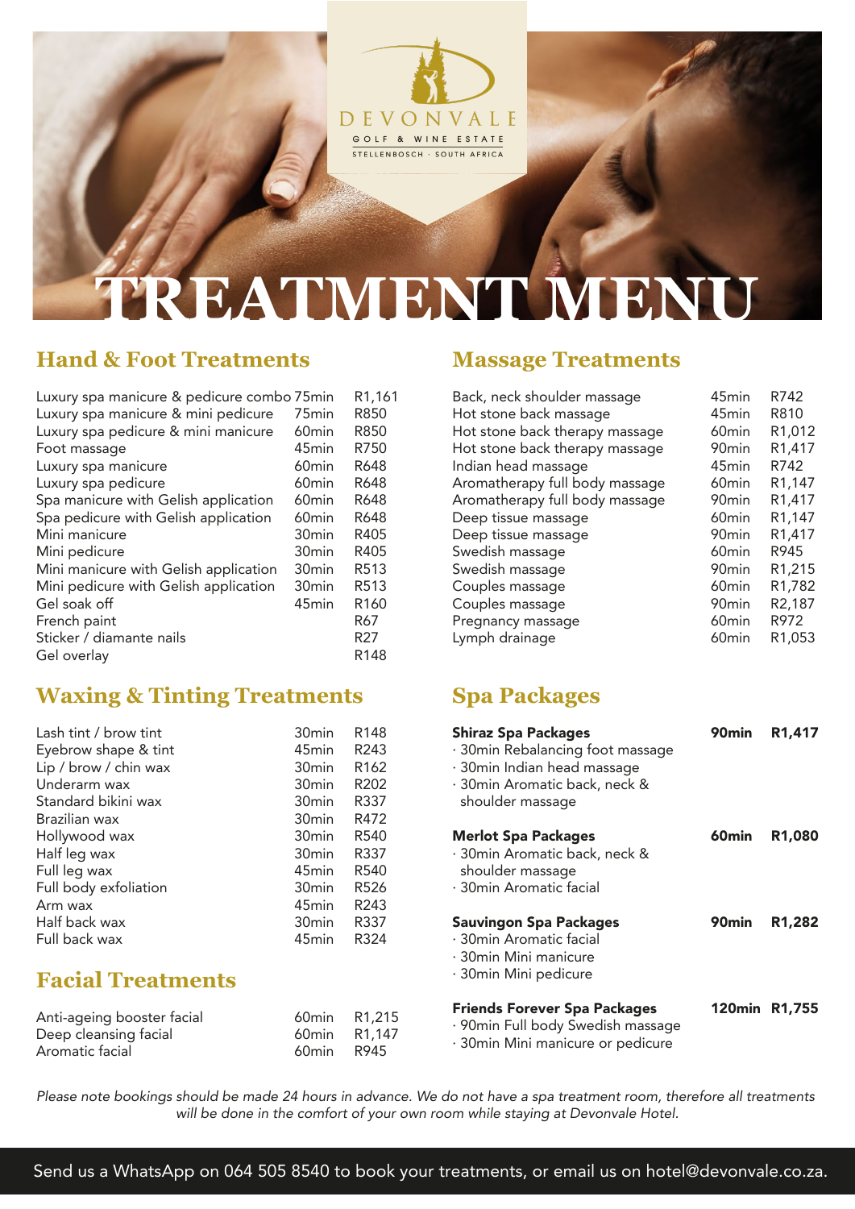DEVONVALE
GOLF & WINE ESTATE
STELLENBOSCH · SOUTH AFRICA

# TREATMENT MENU

## Hand & Foot Treatments

| Treatment | Duration | Price |
|---|---|---|
| Luxury spa manicure & pedicure combo | 75min | R1,161 |
| Luxury spa manicure & mini pedicure | 75min | R850 |
| Luxury spa pedicure & mini manicure | 60min | R850 |
| Foot massage | 45min | R750 |
| Luxury spa manicure | 60min | R648 |
| Luxury spa pedicure | 60min | R648 |
| Spa manicure with Gelish application | 60min | R648 |
| Spa pedicure with Gelish application | 60min | R648 |
| Mini manicure | 30min | R405 |
| Mini pedicure | 30min | R405 |
| Mini manicure with Gelish application | 30min | R513 |
| Mini pedicure with Gelish application | 30min | R513 |
| Gel soak off | 45min | R160 |
| French paint | | R67 |
| Sticker / diamante nails | | R27 |
| Gel overlay | | R148 |

## Waxing & Tinting Treatments

| Treatment | Duration | Price |
|---|---|---|
| Lash tint / brow tint | 30min | R148 |
| Eyebrow shape & tint | 45min | R243 |
| Lip / brow / chin wax | 30min | R162 |
| Underarm wax | 30min | R202 |
| Standard bikini wax | 30min | R337 |
| Brazilian wax | 30min | R472 |
| Hollywood wax | 30min | R540 |
| Half leg wax | 30min | R337 |
| Full leg wax | 45min | R540 |
| Full body exfoliation | 30min | R526 |
| Arm wax | 45min | R243 |
| Half back wax | 30min | R337 |
| Full back wax | 45min | R324 |

## Facial Treatments

| Treatment | Duration | Price |
|---|---|---|
| Anti-ageing booster facial | 60min | R1,215 |
| Deep cleansing facial | 60min | R1,147 |
| Aromatic facial | 60min | R945 |

## Massage Treatments

| Treatment | Duration | Price |
|---|---|---|
| Back, neck shoulder massage | 45min | R742 |
| Hot stone back massage | 45min | R810 |
| Hot stone back therapy massage | 60min | R1,012 |
| Hot stone back therapy massage | 90min | R1,417 |
| Indian head massage | 45min | R742 |
| Aromatherapy full body massage | 60min | R1,147 |
| Aromatherapy full body massage | 90min | R1,417 |
| Deep tissue massage | 60min | R1,147 |
| Deep tissue massage | 90min | R1,417 |
| Swedish massage | 60min | R945 |
| Swedish massage | 90min | R1,215 |
| Couples massage | 60min | R1,782 |
| Couples massage | 90min | R2,187 |
| Pregnancy massage | 60min | R972 |
| Lymph drainage | 60min | R1,053 |

## Spa Packages

**Shiraz Spa Packages** — **90min** — **R1,417**
- 30min Rebalancing foot massage
- 30min Indian head massage
- 30min Aromatic back, neck & shoulder massage

**Merlot Spa Packages** — **60min** — **R1,080**
- 30min Aromatic back, neck & shoulder massage
- 30min Aromatic facial

**Sauvingon Spa Packages** — **90min** — **R1,282**
- 30min Aromatic facial
- 30min Mini manicure
- 30min Mini pedicure

**Friends Forever Spa Packages** — **120min** — **R1,755**
- 90min Full body Swedish massage
- 30min Mini manicure or pedicure

*Please note bookings should be made 24 hours in advance. We do not have a spa treatment room, therefore all treatments will be done in the comfort of your own room while staying at Devonvale Hotel.*

Send us a WhatsApp on 064 505 8540 to book your treatments, or email us on hotel@devonvale.co.za.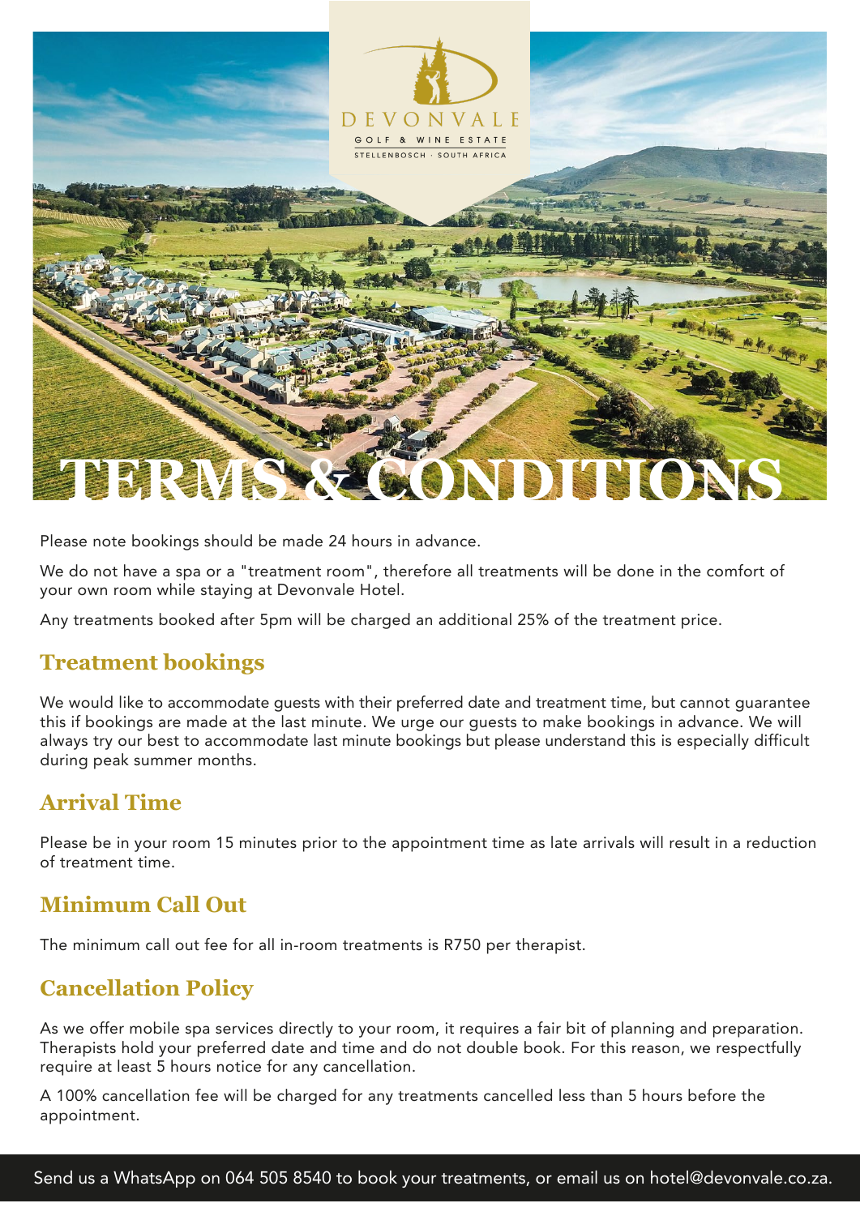DEVONVALE

GOLF & WINE ESTATE

STELLENBOSCH · SOUTH AFRICA

# TERMS & CONDITIONS

Please note bookings should be made 24 hours in advance.

We do not have a spa or a "treatment room", therefore all treatments will be done in the comfort of your own room while staying at Devonvale Hotel.

Any treatments booked after 5pm will be charged an additional 25% of the treatment price.

## Treatment bookings

We would like to accommodate guests with their preferred date and treatment time, but cannot guarantee this if bookings are made at the last minute. We urge our guests to make bookings in advance. We will always try our best to accommodate last minute bookings but please understand this is especially difficult during peak summer months.

## Arrival Time

Please be in your room 15 minutes prior to the appointment time as late arrivals will result in a reduction of treatment time.

## Minimum Call Out

The minimum call out fee for all in-room treatments is R750 per therapist.

## Cancellation Policy

As we offer mobile spa services directly to your room, it requires a fair bit of planning and preparation. Therapists hold your preferred date and time and do not double book. For this reason, we respectfully require at least 5 hours notice for any cancellation.

A 100% cancellation fee will be charged for any treatments cancelled less than 5 hours before the appointment.

Send us a WhatsApp on 064 505 8540 to book your treatments, or email us on hotel@devonvale.co.za.